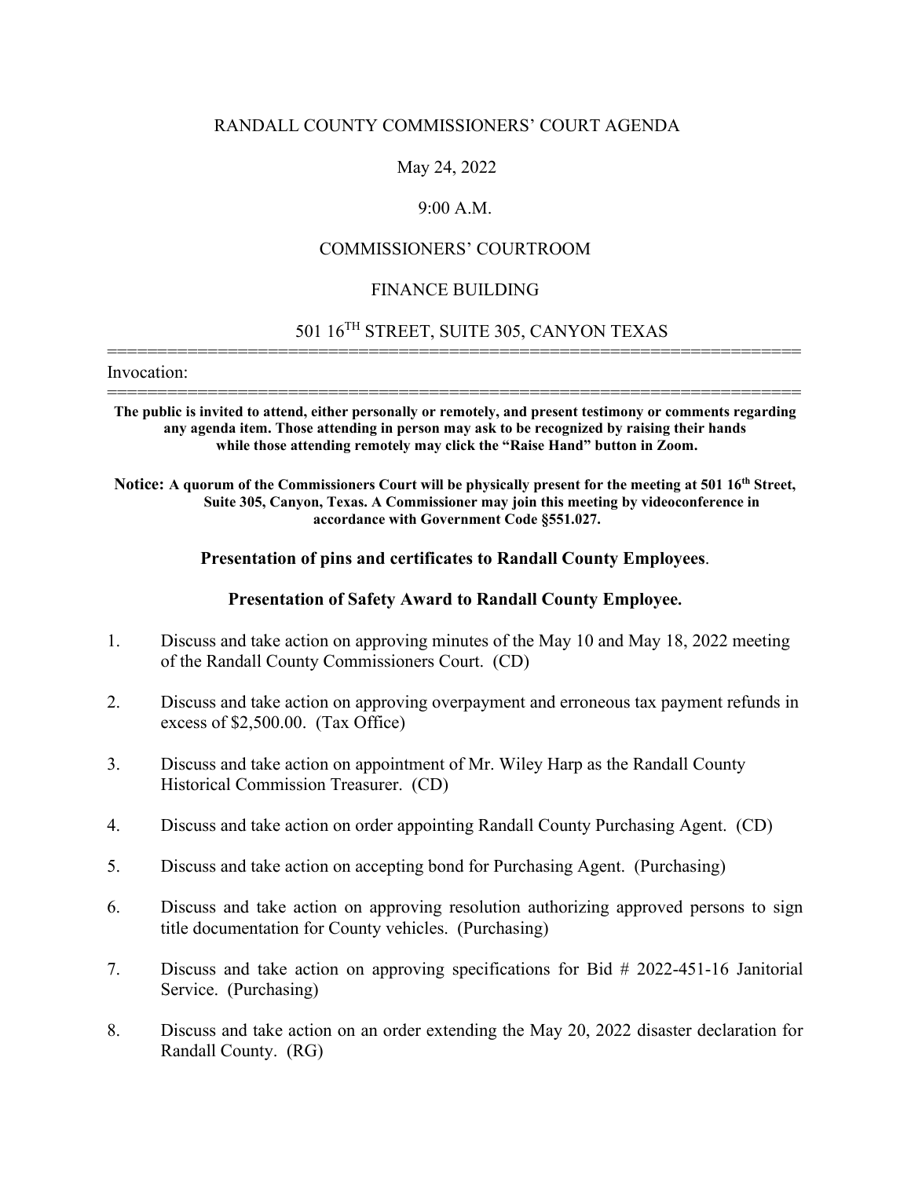RANDALL COUNTY COMMISSIONERS' COURT AGENDA

May 24, 2022

9:00 A.M.

COMMISSIONERS' COURTROOM

FINANCE BUILDING

501 16TH STREET, SUITE 305, CANYON TEXAS

---

Invocation:

---

**The public is invited to attend, either personally or remotely, and present testimony or comments regarding any agenda item. Those attending in person may ask to be recognized by raising their hands while those attending remotely may click the "Raise Hand" button in Zoom.**

**Notice: A quorum of the Commissioners Court will be physically present for the meeting at 501 16th Street, Suite 305, Canyon, Texas. A Commissioner may join this meeting by videoconference in accordance with Government Code §551.027.**

**Presentation of pins and certificates to Randall County Employees**.

**Presentation of Safety Award to Randall County Employee.**

1. Discuss and take action on approving minutes of the May 10 and May 18, 2022 meeting of the Randall County Commissioners Court. (CD)

2. Discuss and take action on approving overpayment and erroneous tax payment refunds in excess of $2,500.00. (Tax Office)

3. Discuss and take action on appointment of Mr. Wiley Harp as the Randall County Historical Commission Treasurer. (CD)

4. Discuss and take action on order appointing Randall County Purchasing Agent. (CD)

5. Discuss and take action on accepting bond for Purchasing Agent. (Purchasing)

6. Discuss and take action on approving resolution authorizing approved persons to sign title documentation for County vehicles. (Purchasing)

7. Discuss and take action on approving specifications for Bid # 2022-451-16 Janitorial Service. (Purchasing)

8. Discuss and take action on an order extending the May 20, 2022 disaster declaration for Randall County. (RG)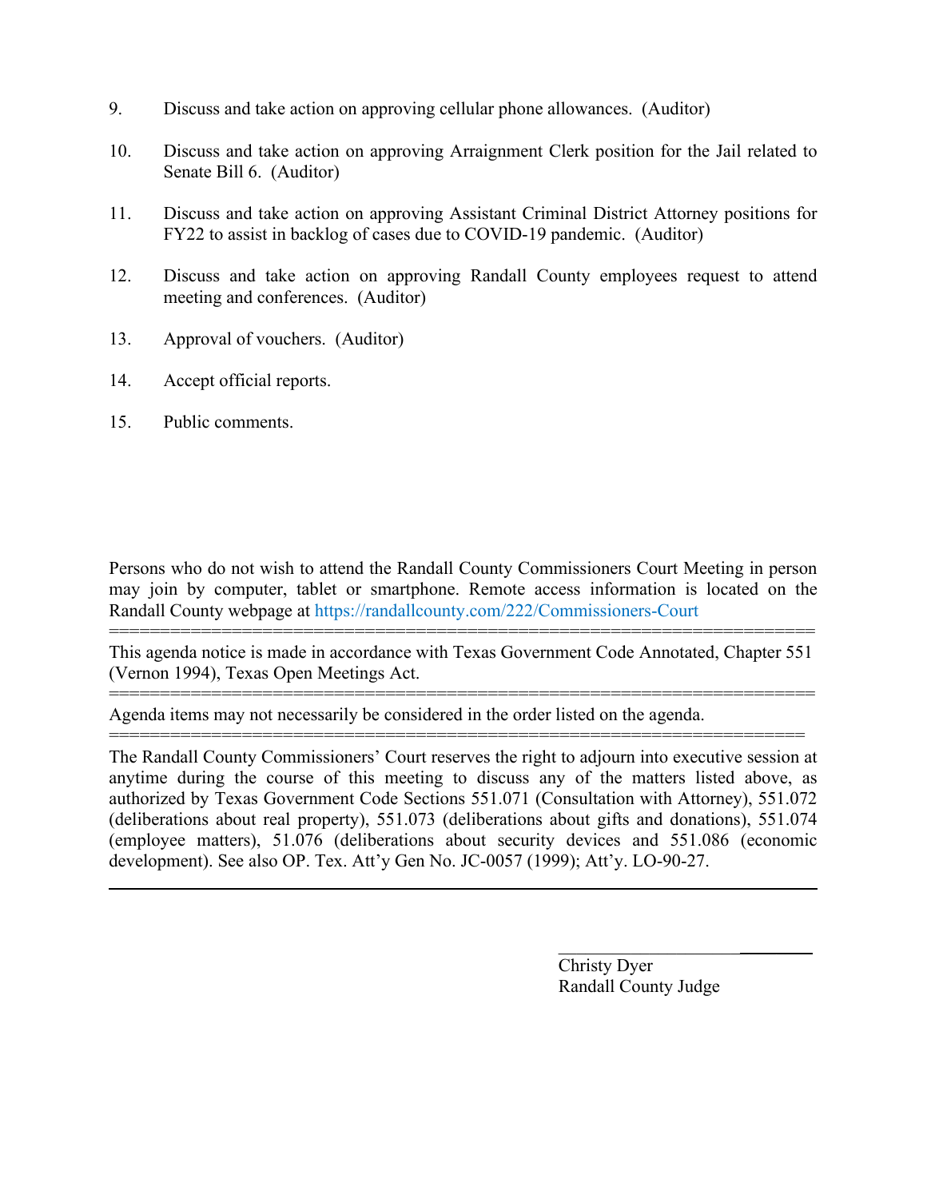9. Discuss and take action on approving cellular phone allowances. (Auditor)

10. Discuss and take action on approving Arraignment Clerk position for the Jail related to Senate Bill 6. (Auditor)

11. Discuss and take action on approving Assistant Criminal District Attorney positions for FY22 to assist in backlog of cases due to COVID-19 pandemic. (Auditor)

12. Discuss and take action on approving Randall County employees request to attend meeting and conferences. (Auditor)

13. Approval of vouchers. (Auditor)

14. Accept official reports.

15. Public comments.

Persons who do not wish to attend the Randall County Commissioners Court Meeting in person may join by computer, tablet or smartphone. Remote access information is located on the Randall County webpage at https://randallcounty.com/222/Commissioners-Court

---

This agenda notice is made in accordance with Texas Government Code Annotated, Chapter 551 (Vernon 1994), Texas Open Meetings Act.

---

Agenda items may not necessarily be considered in the order listed on the agenda.

---

The Randall County Commissioners' Court reserves the right to adjourn into executive session at anytime during the course of this meeting to discuss any of the matters listed above, as authorized by Texas Government Code Sections 551.071 (Consultation with Attorney), 551.072 (deliberations about real property), 551.073 (deliberations about gifts and donations), 551.074 (employee matters), 51.076 (deliberations about security devices and 551.086 (economic development). See also OP. Tex. Att'y Gen No. JC-0057 (1999); Att'y. LO-90-27.

---

Christy Dyer
Randall County Judge